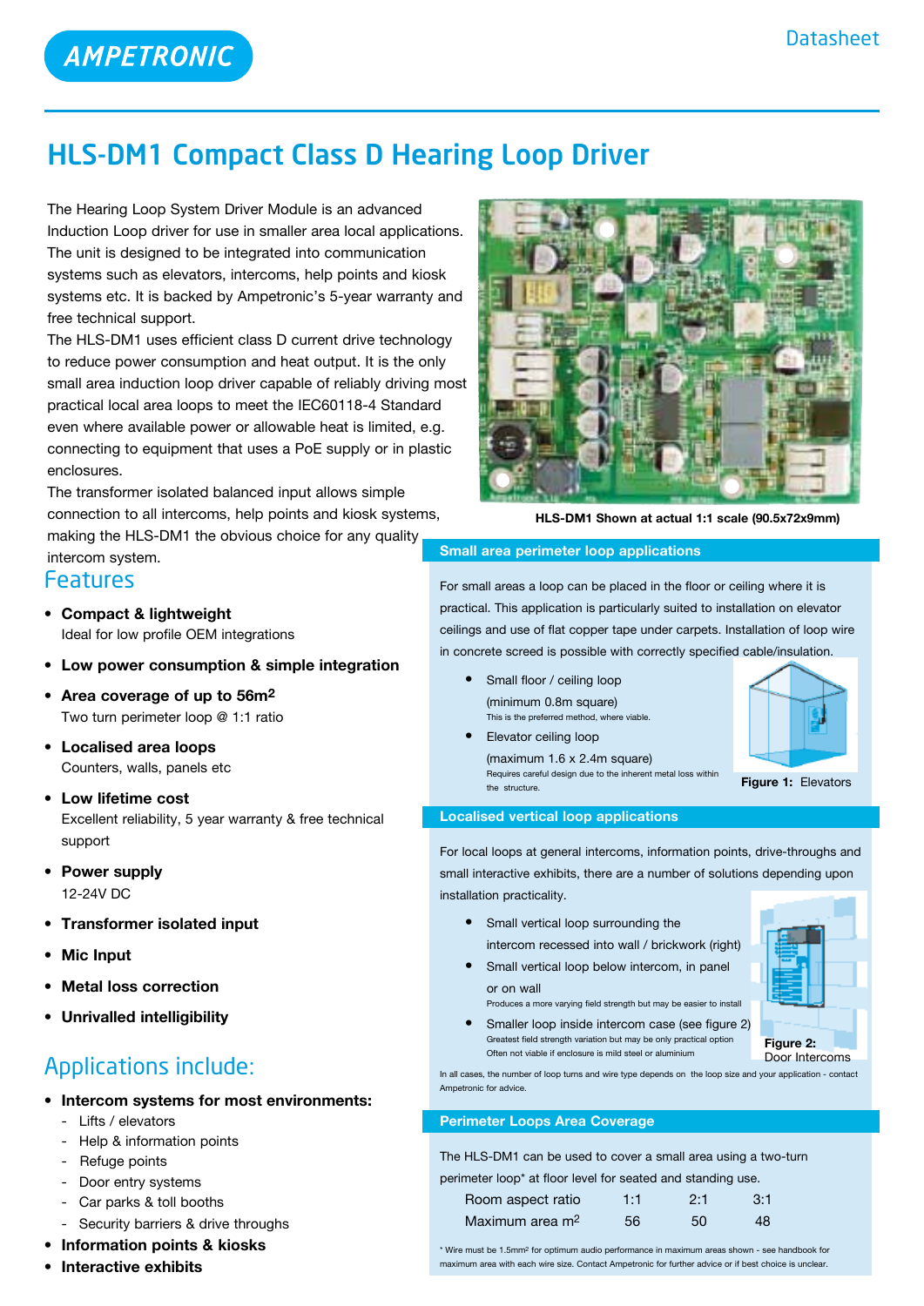# HLS-DM1 Compact Class D Hearing Loop Driver

The Hearing Loop System Driver Module is an advanced Induction Loop driver for use in smaller area local applications. The unit is designed to be integrated into communication systems such as elevators, intercoms, help points and kiosk systems etc. It is backed by Ampetronic's 5-year warranty and free technical support.

The HLS-DM1 uses efficient class D current drive technology to reduce power consumption and heat output. It is the only small area induction loop driver capable of reliably driving most practical local area loops to meet the IEC60118-4 Standard even where available power or allowable heat is limited, e.g. connecting to equipment that uses a PoE supply or in plastic enclosures.

The transformer isolated balanced input allows simple connection to all intercoms, help points and kiosk systems, making the HLS-DM1 the obvious choice for any quality intercom system.

HLS-DM1 Shown at actual 1:1 scale (90.5x72x9mm)

## Features

- **Compact & lightweight**
  Ideal for low profile OEM integrations
- **Low power consumption & simple integration**
- **Area coverage of up to 56m$^2$**
  Two turn perimeter loop @ 1:1 ratio
- **Localised area loops**
  Counters, walls, panels etc
- **Low lifetime cost**
  Excellent reliability, 5 year warranty & free technical support
- **Power supply**
  12-24V DC
- **Transformer isolated input**
- **Mic Input**
- **Metal loss correction**
- **Unrivalled intelligibility**

## Applications include:

- **Intercom systems for most environments:**
  - Lifts / elevators
  - Help & information points
  - Refuge points
  - Door entry systems
  - Car parks & toll booths
  - Security barriers & drive throughs
- **Information points & kiosks**
- **Interactive exhibits**

### Small area perimeter loop applications

For small areas a loop can be placed in the floor or ceiling where it is practical. This application is particularly suited to installation on elevator ceilings and use of flat copper tape under carpets. Installation of loop wire in concrete screed is possible with correctly specified cable/insulation.

- Small floor / ceiling loop
  (minimum 0.8m square)
  This is the preferred method, where viable.
- Elevator ceiling loop
  (maximum 1.6 x 2.4m square)
  Requires careful design due to the inherent metal loss within the structure.

**Figure 1:** Elevators

### Localised vertical loop applications

For local loops at general intercoms, information points, drive-throughs and small interactive exhibits, there are a number of solutions depending upon installation practicality.

- Small vertical loop surrounding the intercom recessed into wall / brickwork (right)
- Small vertical loop below intercom, in panel or on wall
  Produces a more varying field strength but may be easier to install
- Smaller loop inside intercom case (see figure 2)
  Greatest field strength variation but may be only practical option
  Often not viable if enclosure is mild steel or aluminium

**Figure 2:** Door Intercoms

In all cases, the number of loop turns and wire type depends on the loop size and your application - contact Ampetronic for advice.

### Perimeter Loops Area Coverage

The HLS-DM1 can be used to cover a small area using a two-turn perimeter loop* at floor level for seated and standing use.

| Room aspect ratio | 1:1 | 2:1 | 3:1 |
|---|---|---|---|
| Maximum area m$^2$ | 56 | 50 | 48 |

* Wire must be 1.5mm$^2$ for optimum audio performance in maximum areas shown - see handbook for maximum area with each wire size. Contact Ampetronic for further advice or if best choice is unclear.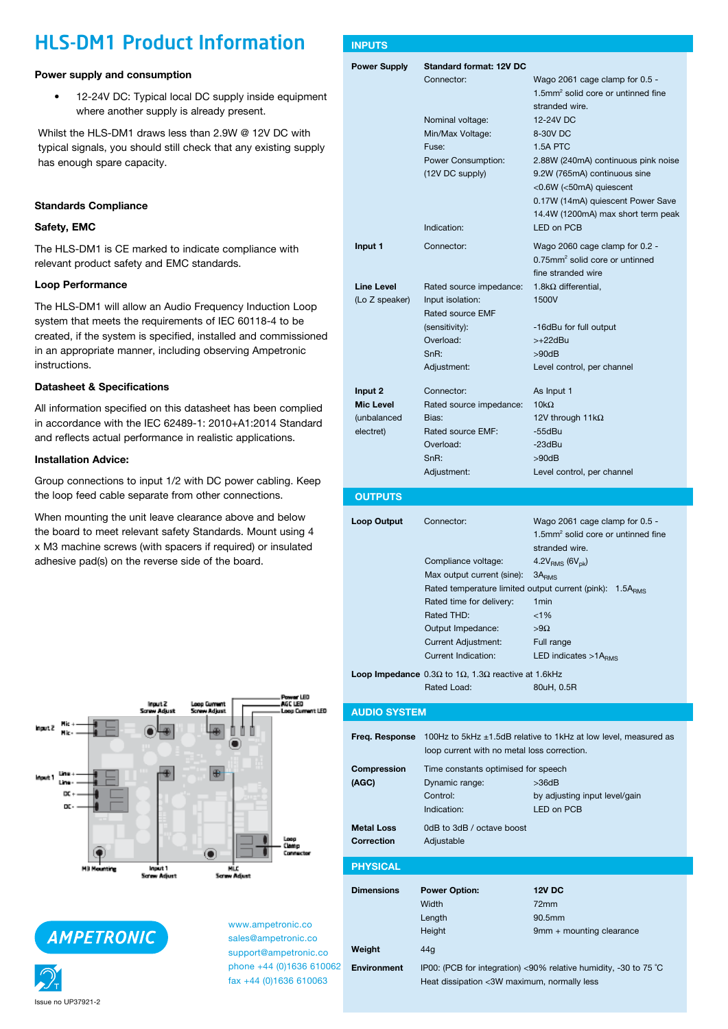# HLS-DM1 Product Information

### Power supply and consumption

- 12-24V DC: Typical local DC supply inside equipment where another supply is already present.

Whilst the HLS-DM1 draws less than 2.9W @ 12V DC with typical signals, you should still check that any existing supply has enough spare capacity.

### Standards Compliance

**Safety, EMC**

The HLS-DM1 is CE marked to indicate compliance with relevant product safety and EMC standards.

**Loop Performance**

The HLS-DM1 will allow an Audio Frequency Induction Loop system that meets the requirements of IEC 60118-4 to be created, if the system is specified, installed and commissioned in an appropriate manner, including observing Ampetronic instructions.

**Datasheet & Specifications**

All information specified on this datasheet has been complied in accordance with the IEC 62489-1: 2010+A1:2014 Standard and reflects actual performance in realistic applications.

**Installation Advice:**

Group connections to input 1/2 with DC power cabling. Keep the loop feed cable separate from other connections.

When mounting the unit leave clearance above and below the board to meet relevant safety Standards. Mount using 4 x M3 machine screws (with spacers if required) or insulated adhesive pad(s) on the reverse side of the board.

Input 2 Screw Adjust
Loop Current Screw Adjust
Power LED
AGC LED
Loop Current LED
Input 2 Mic + Mic -
Input 1 Line + Line - DC + DC -
Loop Clamp Connector
M3 Mounting
Input 1 Screw Adjust
MLC Screw Adjust

AMPETRONIC

www.ampetronic.co
sales@ampetronic.co
support@ampetronic.co
phone +44 (0)1636 610062
fax +44 (0)1636 610063

Issue no UP37921-2

## INPUTS

| | | |
|---|---|---|
| **Power Supply** | **Standard format: 12V DC** | |
| | Connector: | Wago 2061 cage clamp for 0.5 - 1.5mm² solid core or untinned fine stranded wire. |
| | Nominal voltage: | 12-24V DC |
| | Min/Max Voltage: | 8-30V DC |
| | Fuse: | 1.5A PTC |
| | Power Consumption: (12V DC supply) | 2.88W (240mA) continuous pink noise<br>9.2W (765mA) continuous sine<br><0.6W (<50mA) quiescent<br>0.17W (14mA) quiescent Power Save<br>14.4W (1200mA) max short term peak |
| | Indication: | LED on PCB |
| **Input 1** | Connector: | Wago 2060 cage clamp for 0.2 - 0.75mm² solid core or untinned fine stranded wire |
| **Line Level** (Lo Z speaker) | Rated source impedance: | 1.8kΩ differential, |
| | Input isolation: | 1500V |
| | Rated source EMF (sensitivity): | -16dBu for full output |
| | Overload: | >+22dBu |
| | SnR: | >90dB |
| | Adjustment: | Level control, per channel |
| **Input 2** | Connector: | As Input 1 |
| **Mic Level** (unbalanced electret) | Rated source impedance: | 10kΩ |
| | Bias: | 12V through 11kΩ |
| | Rated source EMF: | -55dBu |
| | Overload: | -23dBu |
| | SnR: | >90dB |
| | Adjustment: | Level control, per channel |

## OUTPUTS

| | | |
|---|---|---|
| **Loop Output** | Connector: | Wago 2061 cage clamp for 0.5 - 1.5mm² solid core or untinned fine stranded wire. |
| | Compliance voltage: | $4.2V_{RMS}$ ($6V_{pk}$) |
| | Max output current (sine): | $3A_{RMS}$ |
| | Rated temperature limited output current (pink): | $1.5A_{RMS}$ |
| | Rated time for delivery: | 1min |
| | Rated THD: | <1% |
| | Output Impedance: | >9Ω |
| | Current Adjustment: | Full range |
| | Current Indication: | LED indicates $>1A_{RMS}$ |
| **Loop Impedance** | 0.3Ω to 1Ω, 1.3Ω reactive at 1.6kHz | |
| | Rated Load: | 80uH, 0.5R |

## AUDIO SYSTEM

| | | |
|---|---|---|
| **Freq. Response** | 100Hz to 5kHz ±1.5dB relative to 1kHz at low level, measured as loop current with no metal loss correction. | |
| **Compression (AGC)** | Time constants optimised for speech | |
| | Dynamic range: | >36dB |
| | Control: | by adjusting input level/gain |
| | Indication: | LED on PCB |
| **Metal Loss Correction** | 0dB to 3dB / octave boost<br>Adjustable | |

## PHYSICAL

| | | |
|---|---|---|
| **Dimensions** | **Power Option:** | **12V DC** |
| | Width | 72mm |
| | Length | 90.5mm |
| | Height | 9mm + mounting clearance |
| **Weight** | 44g | |
| **Environment** | IP00: (PCB for integration) <90% relative humidity, -30 to 75 °C<br>Heat dissipation <3W maximum, normally less | |